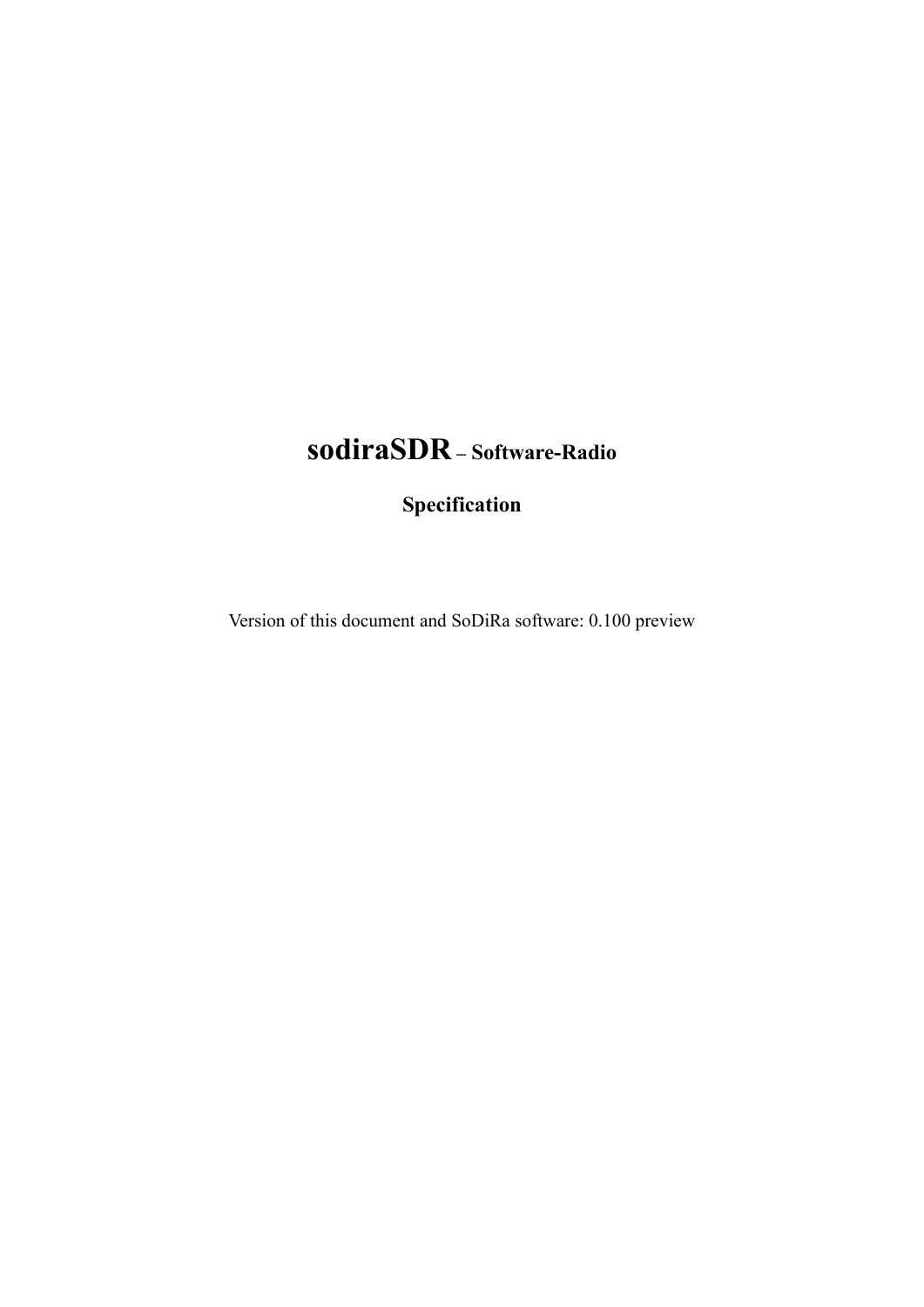# **sodiraSDR – Software-Radio**

## **Specification**

Version of this document and SoDiRa software: 0.100 preview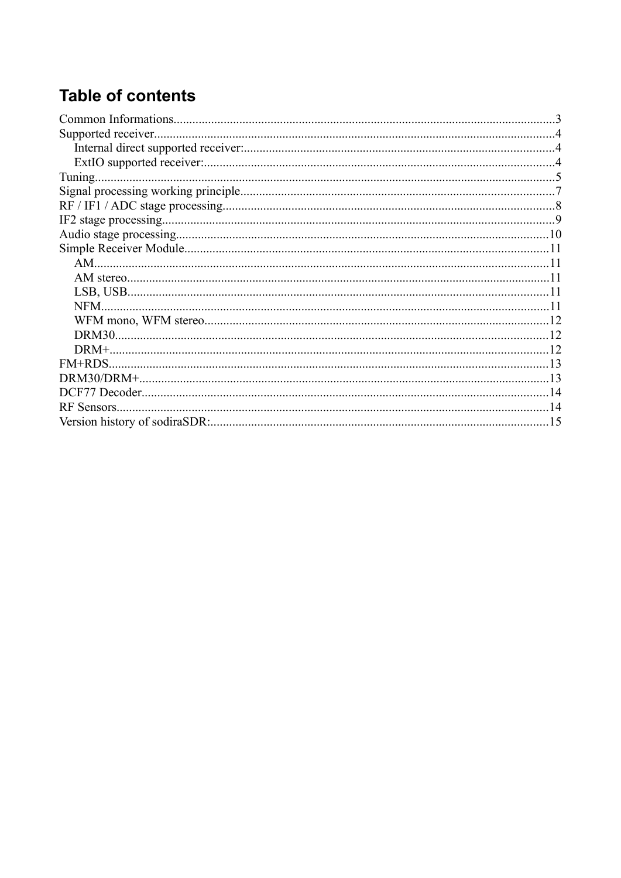# Table of contents

Common Informations........................................................................................................................3
Supported receiver.............................................................................................................................4
  Internal direct supported receiver:..................................................................................................4
  ExtIO supported receiver:..............................................................................................................4
Tuning................................................................................................................................................5
Signal processing working principle...................................................................................................7
RF / IF1 / ADC stage processing........................................................................................................8
IF2 stage processing..........................................................................................................................9
Audio stage processing.....................................................................................................................10
Simple Receiver Module...................................................................................................................11
  AM...............................................................................................................................................11
  AM stereo.....................................................................................................................................11
  LSB, USB.....................................................................................................................................11
  NFM.............................................................................................................................................11
  WFM mono, WFM stereo............................................................................................................12
  DRM30.........................................................................................................................................12
  DRM+..........................................................................................................................................12
FM+RDS..........................................................................................................................................13
DRM30/DRM+.................................................................................................................................13
DCF77 Decoder................................................................................................................................14
RF Sensors........................................................................................................................................14
Version history of sodiraSDR:..........................................................................................................15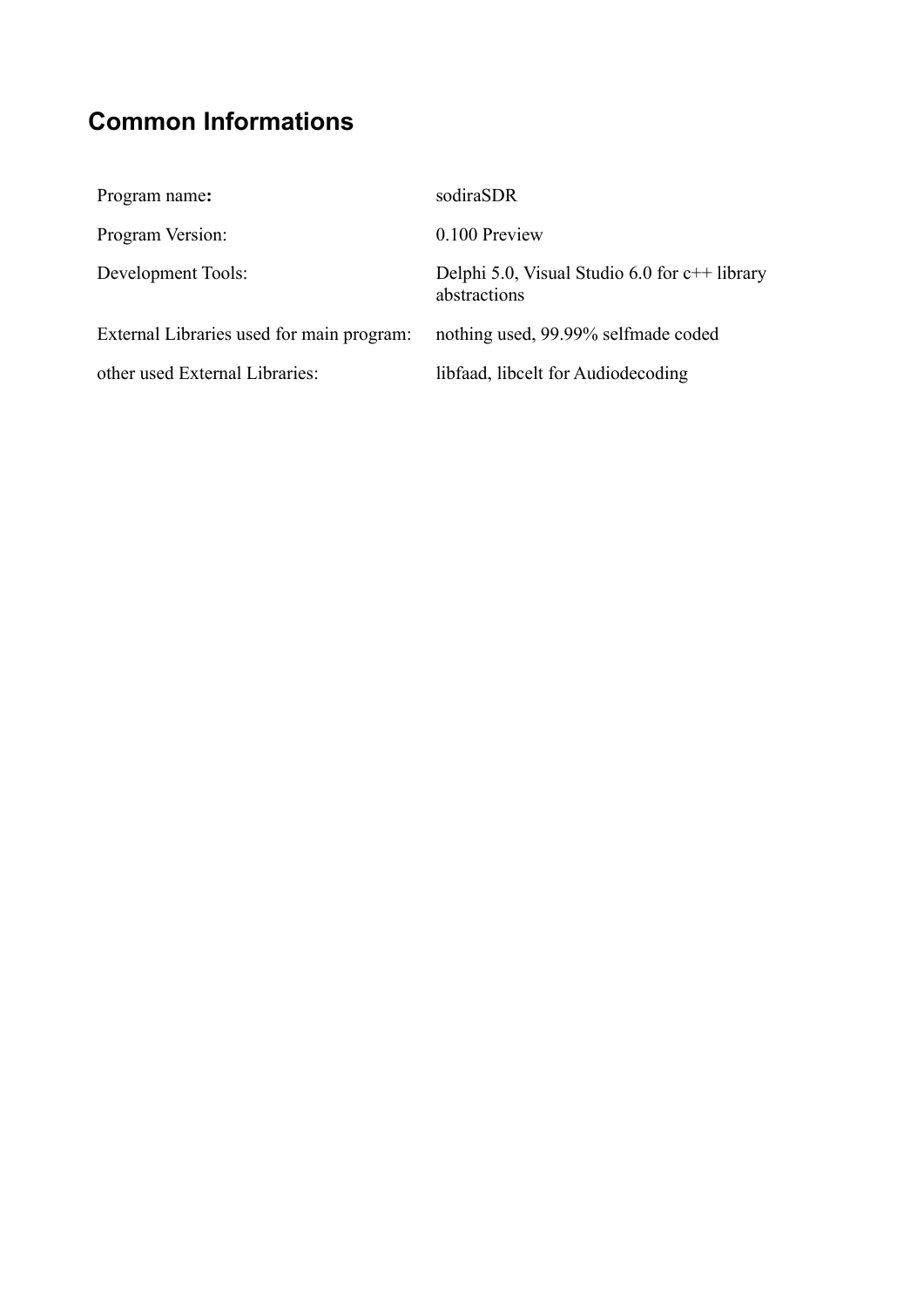## Common Informations

| | |
|---|---|
| Program name**:** | sodiraSDR |
| Program Version: | 0.100 Preview |
| Development Tools: | Delphi 5.0, Visual Studio 6.0 for c++ library abstractions |
| External Libraries used for main program: | nothing used, 99.99% selfmade coded |
| other used External Libraries: | libfaad, libcelt for Audiodecoding |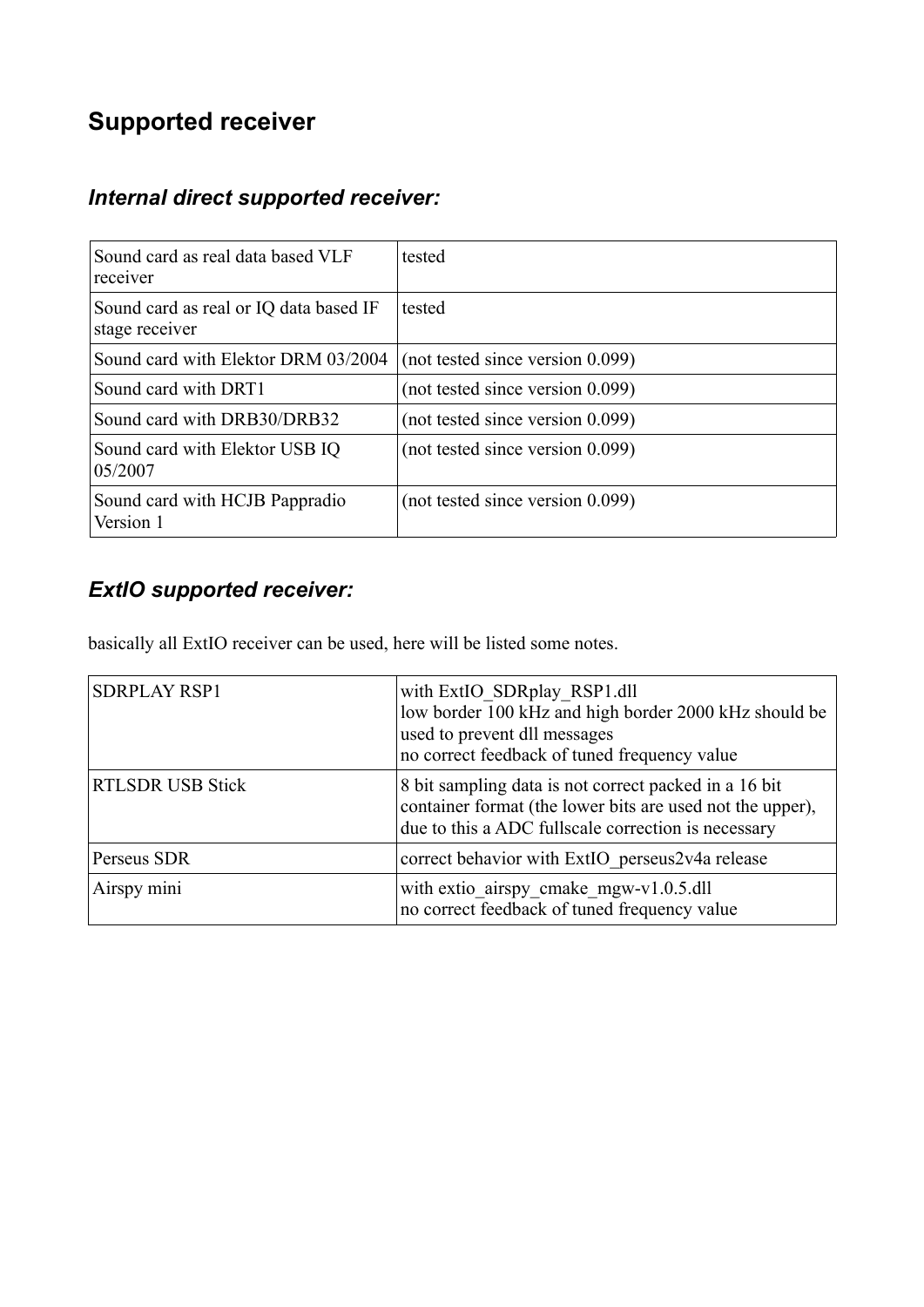# Supported receiver

## *Internal direct supported receiver:*

| | |
|---|---|
| Sound card as real data based VLF receiver | tested |
| Sound card as real or IQ data based IF stage receiver | tested |
| Sound card with Elektor DRM 03/2004 | (not tested since version 0.099) |
| Sound card with DRT1 | (not tested since version 0.099) |
| Sound card with DRB30/DRB32 | (not tested since version 0.099) |
| Sound card with Elektor USB IQ 05/2007 | (not tested since version 0.099) |
| Sound card with HCJB Pappradio Version 1 | (not tested since version 0.099) |

## *ExtIO supported receiver:*

basically all ExtIO receiver can be used, here will be listed some notes.

| | |
|---|---|
| SDRPLAY RSP1 | with ExtIO_SDRplay_RSP1.dll<br>low border 100 kHz and high border 2000 kHz should be used to prevent dll messages<br>no correct feedback of tuned frequency value |
| RTLSDR USB Stick | 8 bit sampling data is not correct packed in a 16 bit container format (the lower bits are used not the upper), due to this a ADC fullscale correction is necessary |
| Perseus SDR | correct behavior with ExtIO_perseus2v4a release |
| Airspy mini | with extio_airspy_cmake_mgw-v1.0.5.dll<br>no correct feedback of tuned frequency value |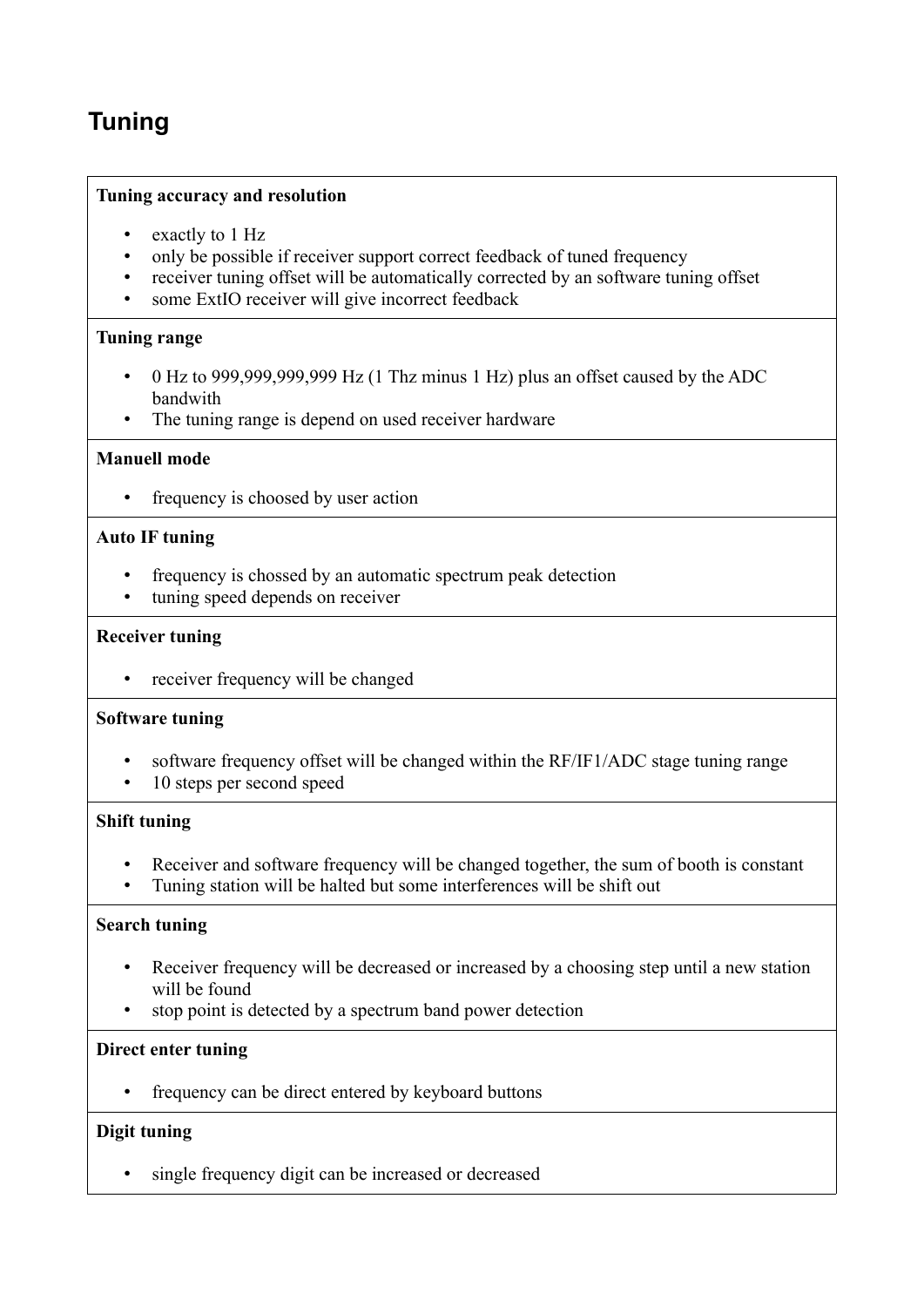# Tuning

**Tuning accuracy and resolution**

- exactly to 1 Hz
- only be possible if receiver support correct feedback of tuned frequency
- receiver tuning offset will be automatically corrected by an software tuning offset
- some ExtIO receiver will give incorrect feedback

**Tuning range**

- 0 Hz to 999,999,999,999 Hz (1 Thz minus 1 Hz) plus an offset caused by the ADC bandwith
- The tuning range is depend on used receiver hardware

**Manuell mode**

- frequency is choosed by user action

**Auto IF tuning**

- frequency is chossed by an automatic spectrum peak detection
- tuning speed depends on receiver

**Receiver tuning**

- receiver frequency will be changed

**Software tuning**

- software frequency offset will be changed within the RF/IF1/ADC stage tuning range
- 10 steps per second speed

**Shift tuning**

- Receiver and software frequency will be changed together, the sum of booth is constant
- Tuning station will be halted but some interferences will be shift out

**Search tuning**

- Receiver frequency will be decreased or increased by a choosing step until a new station will be found
- stop point is detected by a spectrum band power detection

**Direct enter tuning**

- frequency can be direct entered by keyboard buttons

**Digit tuning**

- single frequency digit can be increased or decreased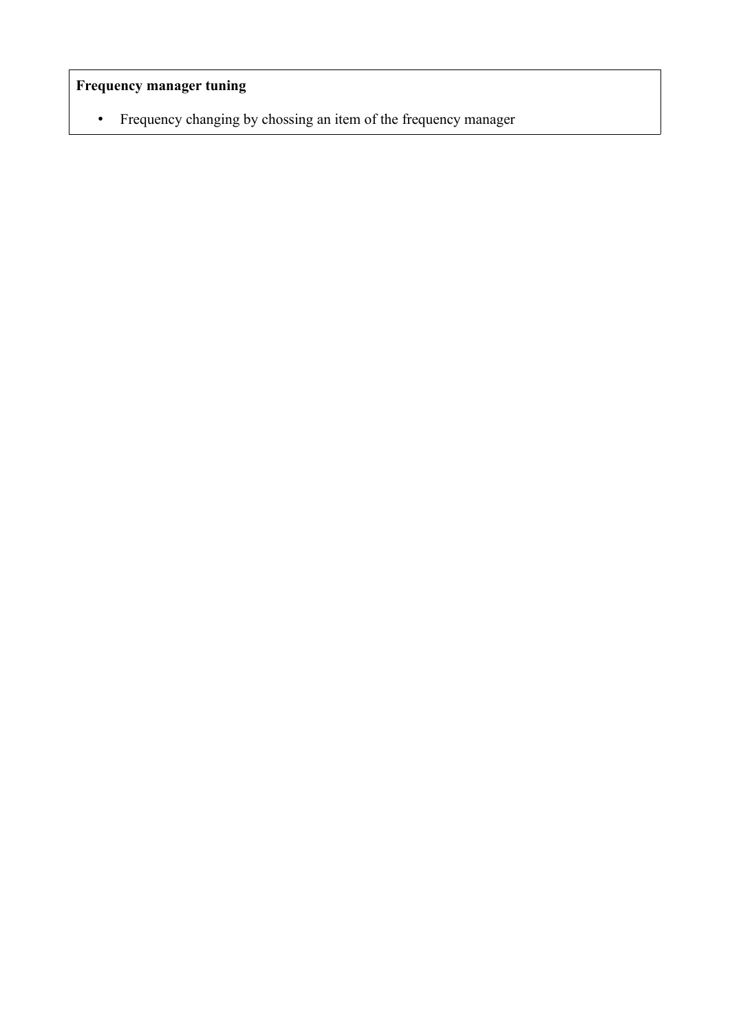**Frequency manager tuning**

- Frequency changing by chossing an item of the frequency manager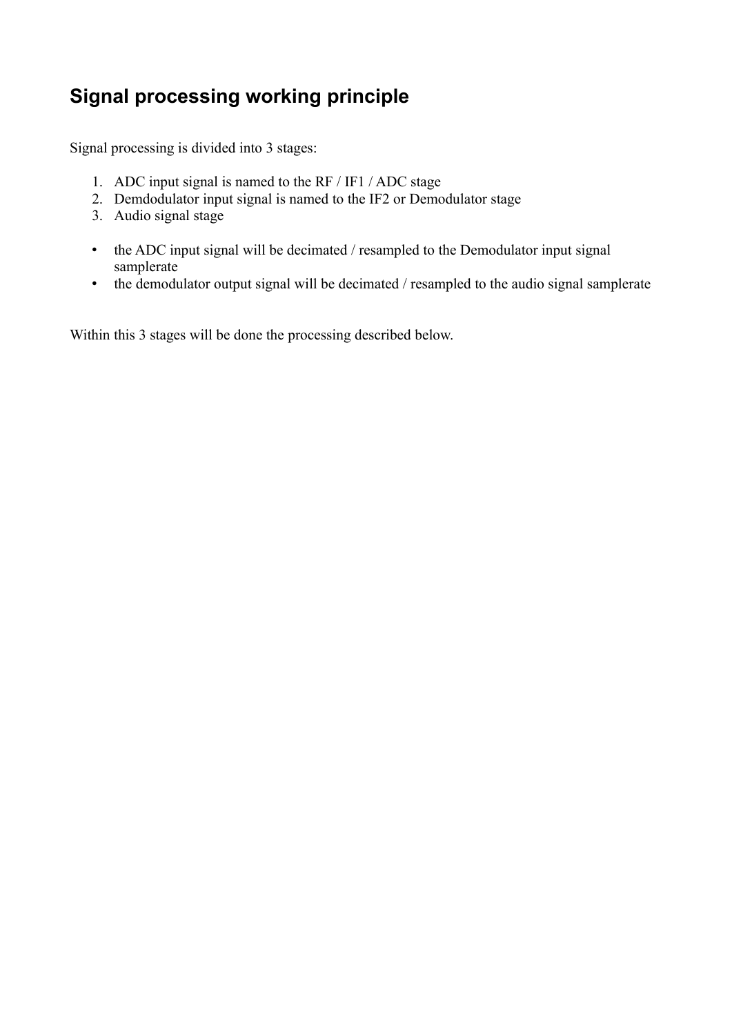## Signal processing working principle

Signal processing is divided into 3 stages:

1. ADC input signal is named to the RF / IF1 / ADC stage
2. Demdodulator input signal is named to the IF2 or Demodulator stage
3. Audio signal stage

- the ADC input signal will be decimated / resampled to the Demodulator input signal samplerate
- the demodulator output signal will be decimated / resampled to the audio signal samplerate

Within this 3 stages will be done the processing described below.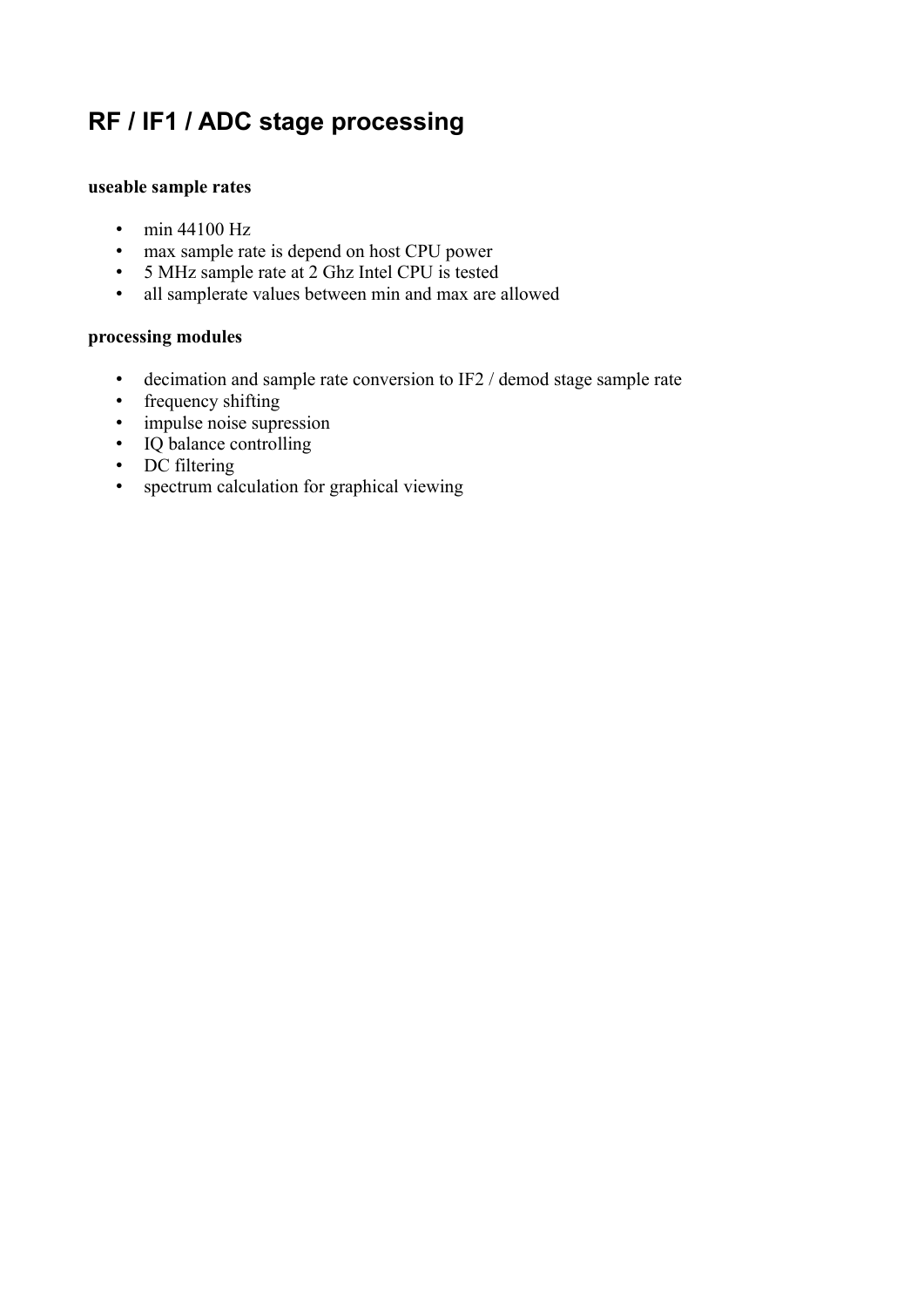# RF / IF1 / ADC stage processing

**useable sample rates**

- min 44100 Hz
- max sample rate is depend on host CPU power
- 5 MHz sample rate at 2 Ghz Intel CPU is tested
- all samplerate values between min and max are allowed

**processing modules**

- decimation and sample rate conversion to IF2 / demod stage sample rate
- frequency shifting
- impulse noise supression
- IQ balance controlling
- DC filtering
- spectrum calculation for graphical viewing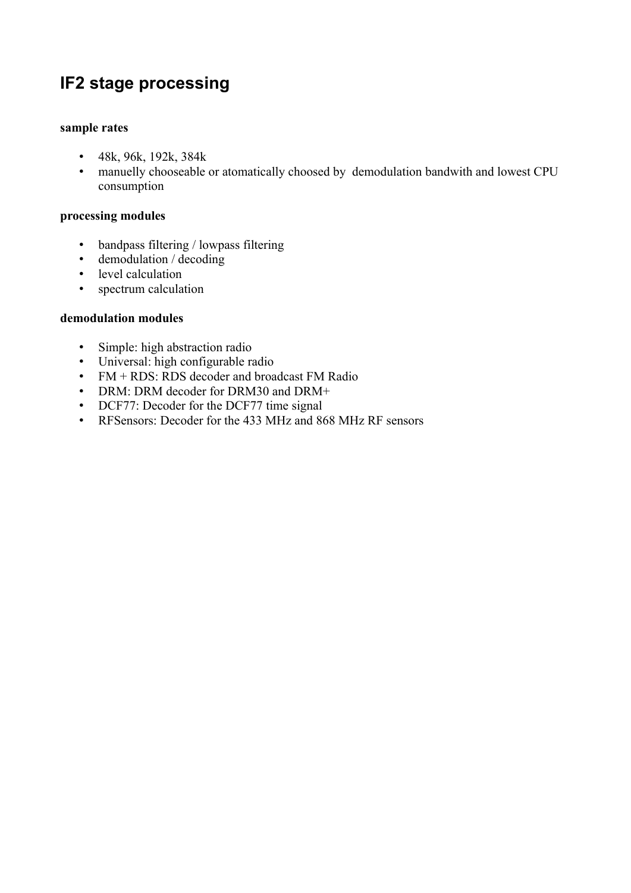## IF2 stage processing

**sample rates**

- 48k, 96k, 192k, 384k
- manuelly chooseable or atomatically choosed by  demodulation bandwith and lowest CPU consumption

**processing modules**

- bandpass filtering / lowpass filtering
- demodulation / decoding
- level calculation
- spectrum calculation

**demodulation modules**

- Simple: high abstraction radio
- Universal: high configurable radio
- FM + RDS: RDS decoder and broadcast FM Radio
- DRM: DRM decoder for DRM30 and DRM+
- DCF77: Decoder for the DCF77 time signal
- RFSensors: Decoder for the 433 MHz and 868 MHz RF sensors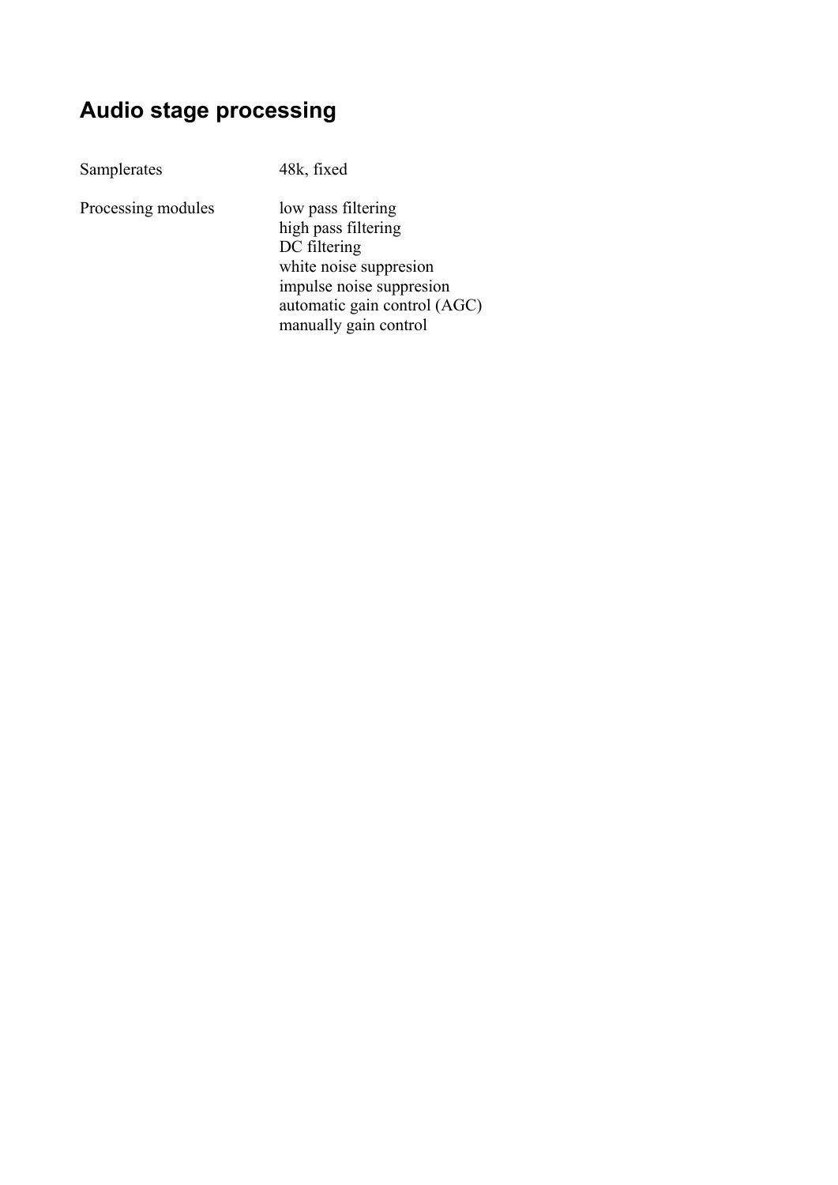## Audio stage processing

| | |
|---|---|
| Samplerates | 48k, fixed |
| Processing modules | low pass filtering<br>high pass filtering<br>DC filtering<br>white noise suppresion<br>impulse noise suppresion<br>automatic gain control (AGC)<br>manually gain control |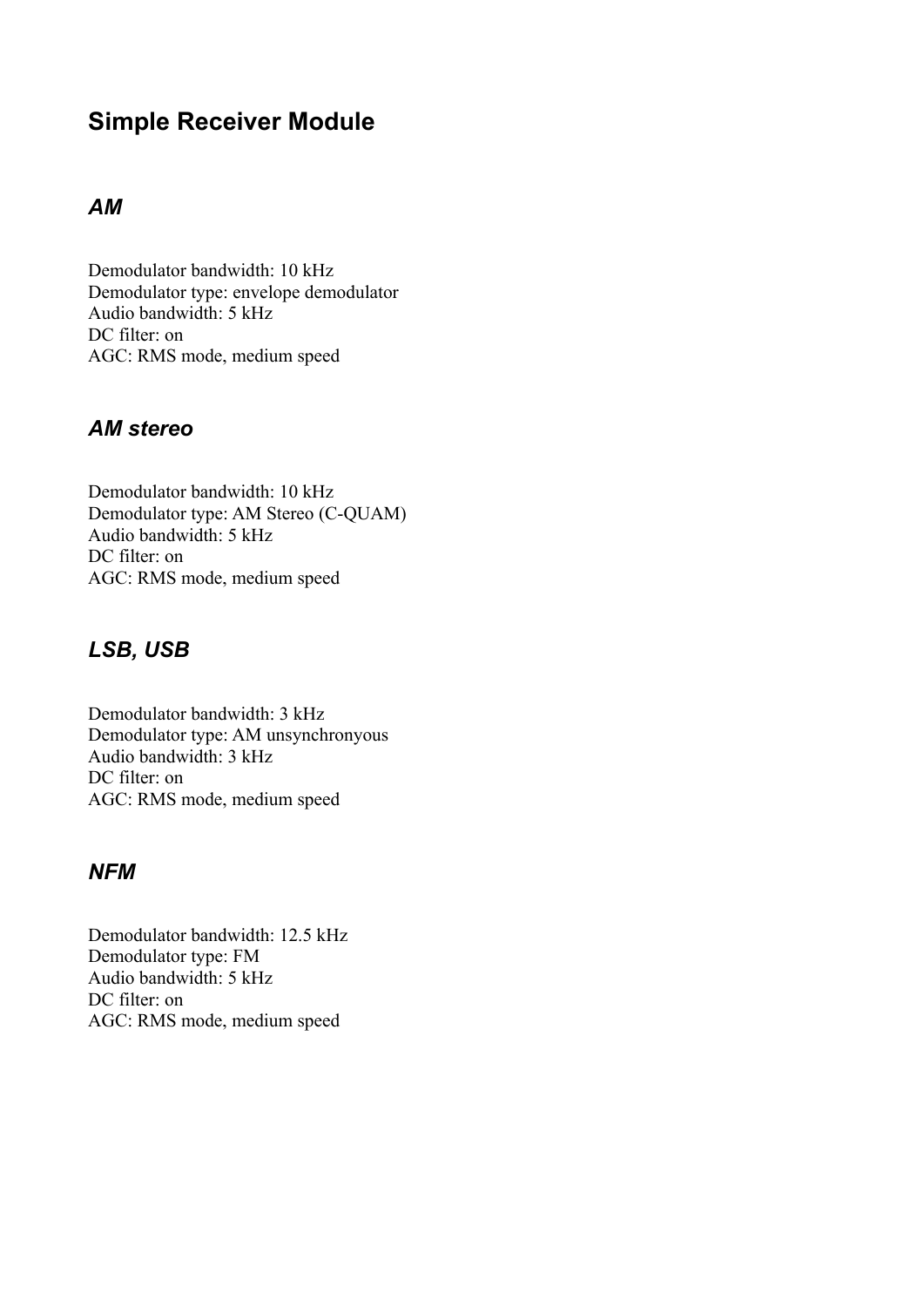## Simple Receiver Module

### *AM*

Demodulator bandwidth: 10 kHz
Demodulator type: envelope demodulator
Audio bandwidth: 5 kHz
DC filter: on
AGC: RMS mode, medium speed

### *AM stereo*

Demodulator bandwidth: 10 kHz
Demodulator type: AM Stereo (C-QUAM)
Audio bandwidth: 5 kHz
DC filter: on
AGC: RMS mode, medium speed

### *LSB, USB*

Demodulator bandwidth: 3 kHz
Demodulator type: AM unsynchronyous
Audio bandwidth: 3 kHz
DC filter: on
AGC: RMS mode, medium speed

### *NFM*

Demodulator bandwidth: 12.5 kHz
Demodulator type: FM
Audio bandwidth: 5 kHz
DC filter: on
AGC: RMS mode, medium speed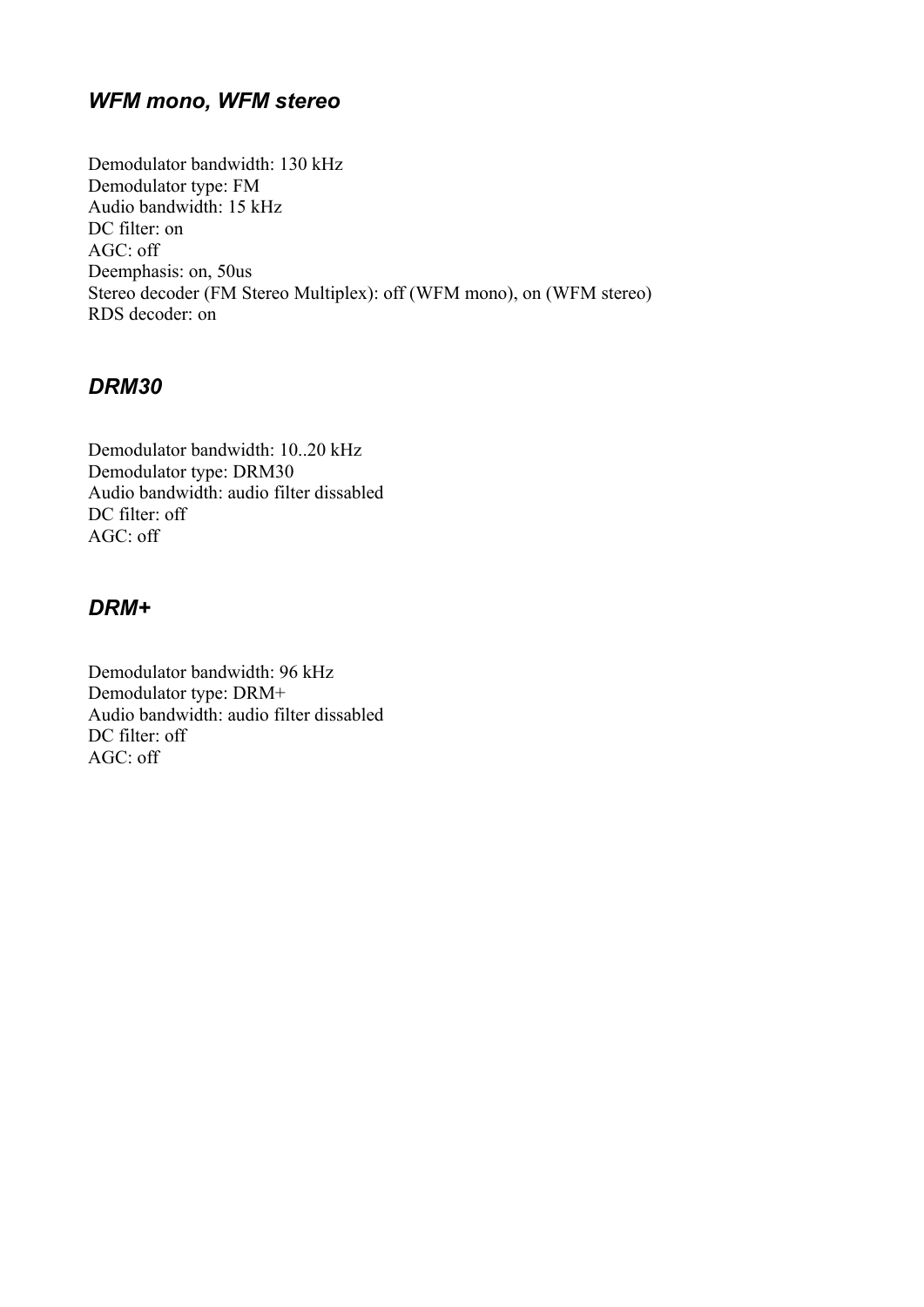### *WFM mono, WFM stereo*

Demodulator bandwidth: 130 kHz
Demodulator type: FM
Audio bandwidth: 15 kHz
DC filter: on
AGC: off
Deemphasis: on, 50us
Stereo decoder (FM Stereo Multiplex): off (WFM mono), on (WFM stereo)
RDS decoder: on

### *DRM30*

Demodulator bandwidth: 10..20 kHz
Demodulator type: DRM30
Audio bandwidth: audio filter dissabled
DC filter: off
AGC: off

### *DRM+*

Demodulator bandwidth: 96 kHz
Demodulator type: DRM+
Audio bandwidth: audio filter dissabled
DC filter: off
AGC: off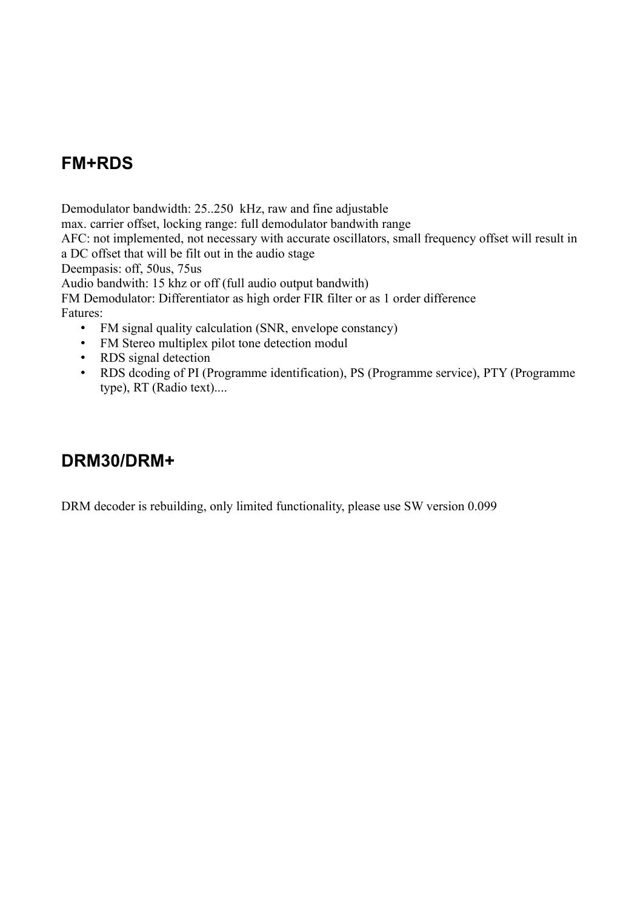## FM+RDS

Demodulator bandwidth: 25..250  kHz, raw and fine adjustable
max. carrier offset, locking range: full demodulator bandwith range
AFC: not implemented, not necessary with accurate oscillators, small frequency offset will result in a DC offset that will be filt out in the audio stage
Deempasis: off, 50us, 75us
Audio bandwith: 15 khz or off (full audio output bandwith)
FM Demodulator: Differentiator as high order FIR filter or as 1 order difference
Fatures:

- FM signal quality calculation (SNR, envelope constancy)
- FM Stereo multiplex pilot tone detection modul
- RDS signal detection
- RDS dcoding of PI (Programme identification), PS (Programme service), PTY (Programme type), RT (Radio text)....

## DRM30/DRM+

DRM decoder is rebuilding, only limited functionality, please use SW version 0.099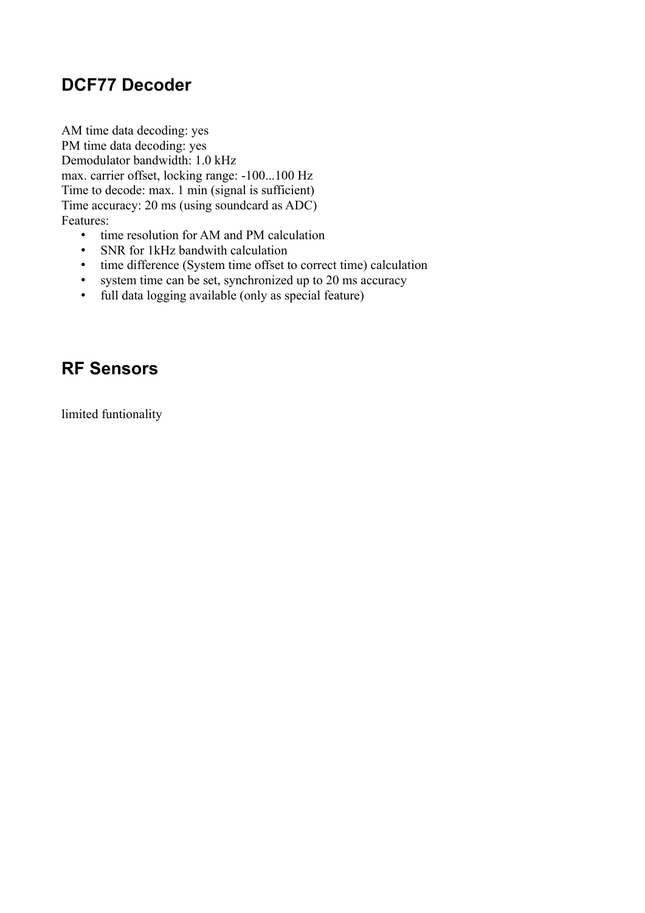## DCF77 Decoder

AM time data decoding: yes
PM time data decoding: yes
Demodulator bandwidth: 1.0 kHz
max. carrier offset, locking range: -100...100 Hz
Time to decode: max. 1 min (signal is sufficient)
Time accuracy: 20 ms (using soundcard as ADC)
Features:

- time resolution for AM and PM calculation
- SNR for 1kHz bandwith calculation
- time difference (System time offset to correct time) calculation
- system time can be set, synchronized up to 20 ms accuracy
- full data logging available (only as special feature)

## RF Sensors

limited funtionality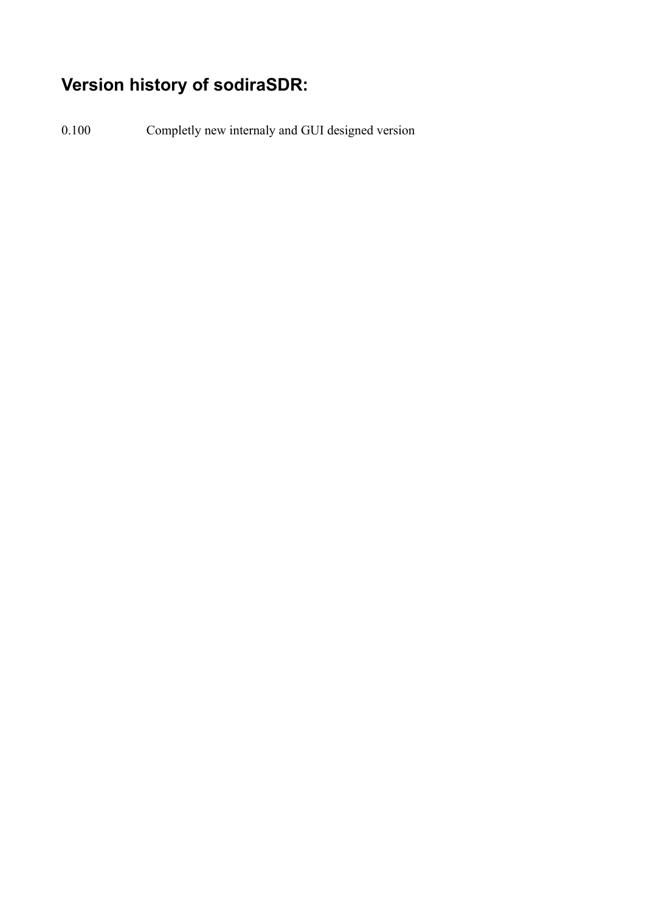## Version history of sodiraSDR:

0.100 Completly new internaly and GUI designed version